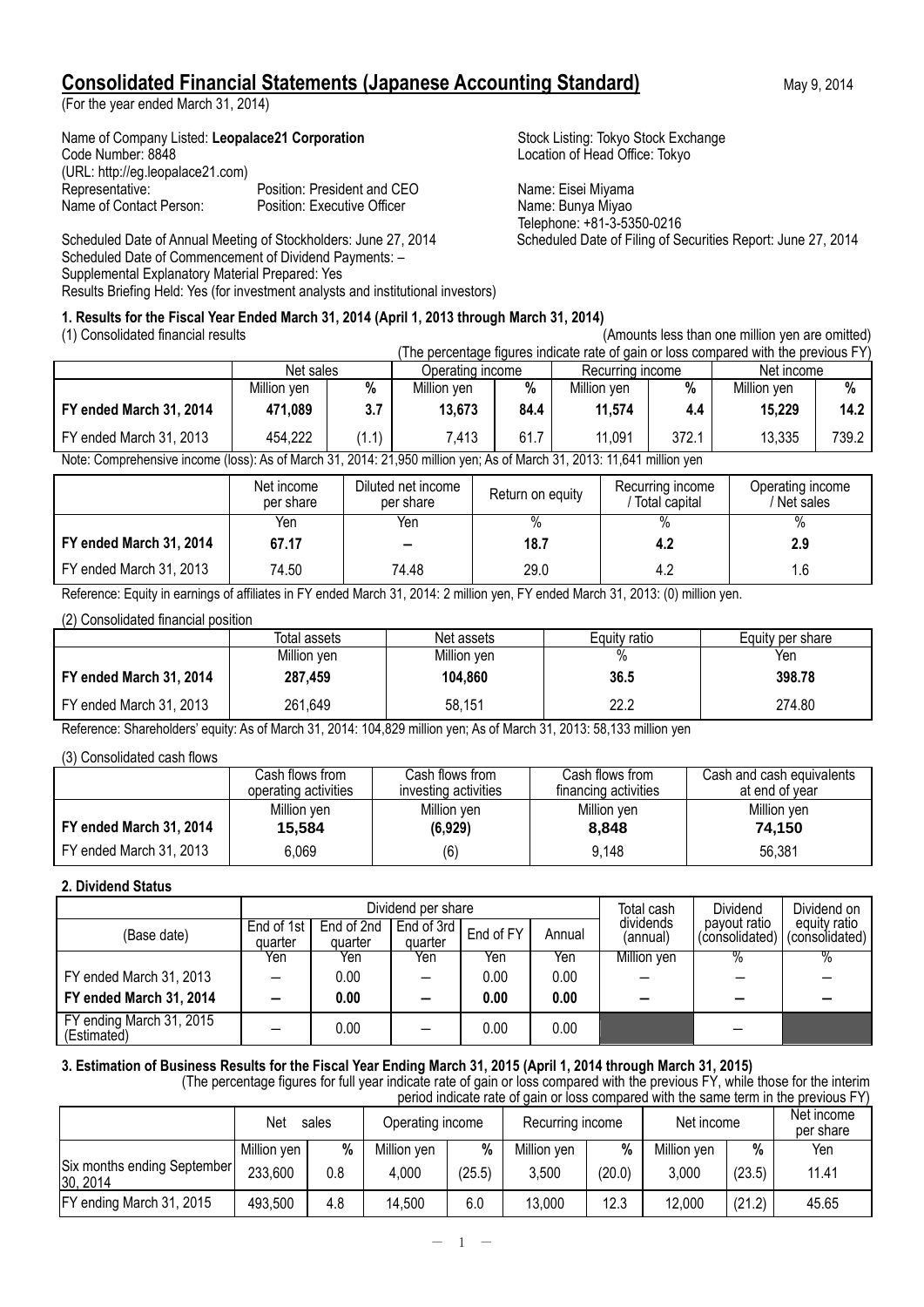# Consolidated Financial Statements (Japanese Accounting Standard)

May 9, 2014

(For the year ended March 31, 2014)

Name of Company Listed: **Leopalace21 Corporation**
Stock Listing: Tokyo Stock Exchange
Code Number: 8848
Location of Head Office: Tokyo
(URL: http://eg.leopalace21.com)
Representative: Position: President and CEO Name: Eisei Miyama
Name of Contact Person: Position: Executive Officer Name: Bunya Miyao
Telephone: +81-3-5350-0216
Scheduled Date of Annual Meeting of Stockholders: June 27, 2014
Scheduled Date of Filing of Securities Report: June 27, 2014
Scheduled Date of Commencement of Dividend Payments: –
Supplemental Explanatory Material Prepared: Yes
Results Briefing Held: Yes (for investment analysts and institutional investors)

### 1. Results for the Fiscal Year Ended March 31, 2014 (April 1, 2013 through March 31, 2014)

(1) Consolidated financial results

(Amounts less than one million yen are omitted)

(The percentage figures indicate rate of gain or loss compared with the previous FY)

| | Net sales | | Operating income | | Recurring income | | Net income | |
|---|---|---|---|---|---|---|---|---|
| | Million yen | % | Million yen | % | Million yen | % | Million yen | % |
| **FY ended March 31, 2014** | **471,089** | **3.7** | **13,673** | **84.4** | **11,574** | **4.4** | **15,229** | **14.2** |
| FY ended March 31, 2013 | 454,222 | (1.1) | 7,413 | 61.7 | 11,091 | 372.1 | 13,335 | 739.2 |

Note: Comprehensive income (loss): As of March 31, 2014: 21,950 million yen; As of March 31, 2013: 11,641 million yen

| | Net income per share | Diluted net income per share | Return on equity | Recurring income / Total capital | Operating income / Net sales |
|---|---|---|---|---|---|
| | Yen | Yen | % | % | % |
| **FY ended March 31, 2014** | **67.17** | **–** | **18.7** | **4.2** | **2.9** |
| FY ended March 31, 2013 | 74.50 | 74.48 | 29.0 | 4.2 | 1.6 |

Reference: Equity in earnings of affiliates in FY ended March 31, 2014: 2 million yen, FY ended March 31, 2013: (0) million yen.

(2) Consolidated financial position

| | Total assets | Net assets | Equity ratio | Equity per share |
|---|---|---|---|---|
| | Million yen | Million yen | % | Yen |
| **FY ended March 31, 2014** | **287,459** | **104,860** | **36.5** | **398.78** |
| FY ended March 31, 2013 | 261,649 | 58,151 | 22.2 | 274.80 |

Reference: Shareholders' equity: As of March 31, 2014: 104,829 million yen; As of March 31, 2013: 58,133 million yen

(3) Consolidated cash flows

| | Cash flows from operating activities | Cash flows from investing activities | Cash flows from financing activities | Cash and cash equivalents at end of year |
|---|---|---|---|---|
| | Million yen | Million yen | Million yen | Million yen |
| **FY ended March 31, 2014** | **15,584** | **(6,929)** | **8,848** | **74,150** |
| FY ended March 31, 2013 | 6,069 | (6) | 9,148 | 56,381 |

### 2. Dividend Status

| (Base date) | Dividend per share | | | | | Total cash dividends (annual) | Dividend payout ratio (consolidated) | Dividend on equity ratio (consolidated) |
|---|---|---|---|---|---|---|---|---|
| | End of 1st quarter | End of 2nd quarter | End of 3rd quarter | End of FY | Annual | | | |
| | Yen | Yen | Yen | Yen | Yen | Million yen | % | % |
| FY ended March 31, 2013 | – | 0.00 | – | 0.00 | 0.00 | – | – | – |
| **FY ended March 31, 2014** | **–** | **0.00** | **–** | **0.00** | **0.00** | **–** | **–** | **–** |
| FY ending March 31, 2015 (Estimated) | – | 0.00 | – | 0.00 | 0.00 | | – | |

### 3. Estimation of Business Results for the Fiscal Year Ending March 31, 2015 (April 1, 2014 through March 31, 2015)

(The percentage figures for full year indicate rate of gain or loss compared with the previous FY, while those for the interim period indicate rate of gain or loss compared with the same term in the previous FY)

| | Net sales | | Operating income | | Recurring income | | Net income | | Net income per share |
|---|---|---|---|---|---|---|---|---|---|
| | Million yen | % | Million yen | % | Million yen | % | Million yen | % | Yen |
| Six months ending September 30, 2014 | 233,600 | 0.8 | 4,000 | (25.5) | 3,500 | (20.0) | 3,000 | (23.5) | 11.41 |
| FY ending March 31, 2015 | 493,500 | 4.8 | 14,500 | 6.0 | 13,000 | 12.3 | 12,000 | (21.2) | 45.65 |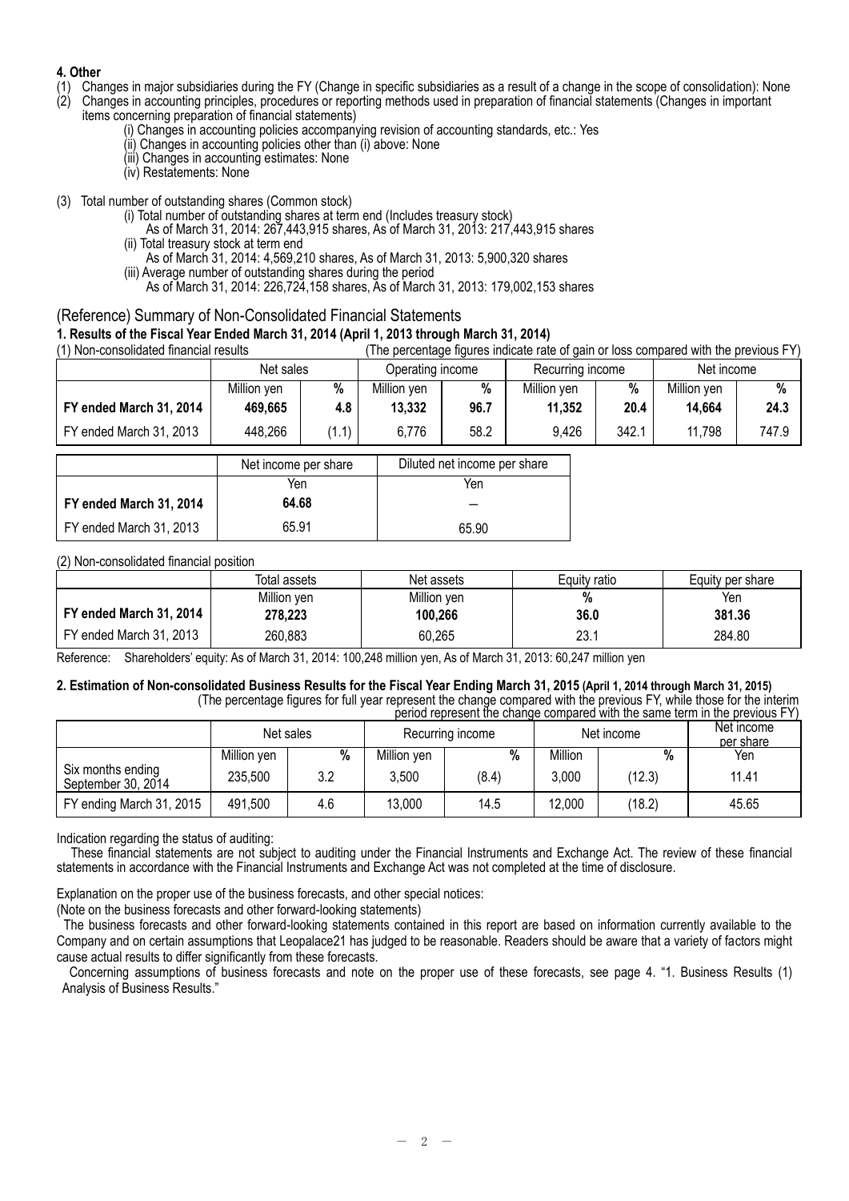**4. Other**

(1) Changes in major subsidiaries during the FY (Change in specific subsidiaries as a result of a change in the scope of consolidation): None

(2) Changes in accounting principles, procedures or reporting methods used in preparation of financial statements (Changes in important items concerning preparation of financial statements)

(i) Changes in accounting policies accompanying revision of accounting standards, etc.: Yes

(ii) Changes in accounting policies other than (i) above: None

(iii) Changes in accounting estimates: None

(iv) Restatements: None

(3) Total number of outstanding shares (Common stock)

(i) Total number of outstanding shares at term end (Includes treasury stock)

As of March 31, 2014: 267,443,915 shares, As of March 31, 2013: 217,443,915 shares

(ii) Total treasury stock at term end

As of March 31, 2014: 4,569,210 shares, As of March 31, 2013: 5,900,320 shares

(iii) Average number of outstanding shares during the period

As of March 31, 2014: 226,724,158 shares, As of March 31, 2013: 179,002,153 shares

## (Reference) Summary of Non-Consolidated Financial Statements

### 1. Results of the Fiscal Year Ended March 31, 2014 (April 1, 2013 through March 31, 2014)

(1) Non-consolidated financial results (The percentage figures indicate rate of gain or loss compared with the previous FY)

| | Net sales | | Operating income | | Recurring income | | Net income | |
|---|---|---|---|---|---|---|---|---|
| | Million yen | % | Million yen | % | Million yen | % | Million yen | % |
| **FY ended March 31, 2014** | **469,665** | **4.8** | **13,332** | **96.7** | **11,352** | **20.4** | **14,664** | **24.3** |
| FY ended March 31, 2013 | 448,266 | (1.1) | 6,776 | 58.2 | 9,426 | 342.1 | 11,798 | 747.9 |

| | Net income per share | Diluted net income per share |
|---|---|---|
| | Yen | Yen |
| **FY ended March 31, 2014** | **64.68** | – |
| FY ended March 31, 2013 | 65.91 | 65.90 |

(2) Non-consolidated financial position

| | Total assets | Net assets | Equity ratio | Equity per share |
|---|---|---|---|---|
| | Million yen | Million yen | % | Yen |
| **FY ended March 31, 2014** | **278,223** | **100,266** | **36.0** | **381.36** |
| FY ended March 31, 2013 | 260,883 | 60,265 | 23.1 | 284.80 |

Reference: Shareholders' equity: As of March 31, 2014: 100,248 million yen, As of March 31, 2013: 60,247 million yen

### 2. Estimation of Non-consolidated Business Results for the Fiscal Year Ending March 31, 2015 (April 1, 2014 through March 31, 2015)

(The percentage figures for full year represent the change compared with the previous FY, while those for the interim period represent the change compared with the same term in the previous FY)

| | Net sales | | Recurring income | | Net income | | Net income per share |
|---|---|---|---|---|---|---|---|
| | Million yen | % | Million yen | % | Million | % | Yen |
| Six months ending September 30, 2014 | 235,500 | 3.2 | 3,500 | (8.4) | 3,000 | (12.3) | 11.41 |
| FY ending March 31, 2015 | 491,500 | 4.6 | 13,000 | 14.5 | 12,000 | (18.2) | 45.65 |

Indication regarding the status of auditing:

These financial statements are not subject to auditing under the Financial Instruments and Exchange Act. The review of these financial statements in accordance with the Financial Instruments and Exchange Act was not completed at the time of disclosure.

Explanation on the proper use of the business forecasts, and other special notices:

(Note on the business forecasts and other forward-looking statements)

The business forecasts and other forward-looking statements contained in this report are based on information currently available to the Company and on certain assumptions that Leopalace21 has judged to be reasonable. Readers should be aware that a variety of factors might cause actual results to differ significantly from these forecasts.

Concerning assumptions of business forecasts and note on the proper use of these forecasts, see page 4. "1. Business Results (1) Analysis of Business Results."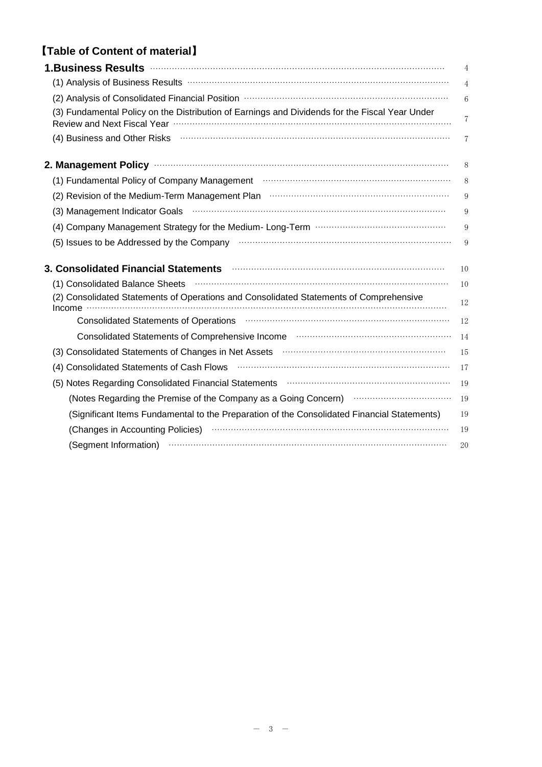## 【Table of Content of material】

| | |
|---|---|
| **1.Business Results** | 4 |
| (1) Analysis of Business Results | 4 |
| (2) Analysis of Consolidated Financial Position | 6 |
| (3) Fundamental Policy on the Distribution of Earnings and Dividends for the Fiscal Year Under Review and Next Fiscal Year | 7 |
| (4) Business and Other Risks | 7 |
| **2. Management Policy** | 8 |
| (1) Fundamental Policy of Company Management | 8 |
| (2) Revision of the Medium-Term Management Plan | 9 |
| (3) Management Indicator Goals | 9 |
| (4) Company Management Strategy for the Medium- Long-Term | 9 |
| (5) Issues to be Addressed by the Company | 9 |
| **3. Consolidated Financial Statements** | 10 |
| (1) Consolidated Balance Sheets | 10 |
| (2) Consolidated Statements of Operations and Consolidated Statements of Comprehensive Income | 12 |
| Consolidated Statements of Operations | 12 |
| Consolidated Statements of Comprehensive Income | 14 |
| (3) Consolidated Statements of Changes in Net Assets | 15 |
| (4) Consolidated Statements of Cash Flows | 17 |
| (5) Notes Regarding Consolidated Financial Statements | 19 |
| (Notes Regarding the Premise of the Company as a Going Concern) | 19 |
| (Significant Items Fundamental to the Preparation of the Consolidated Financial Statements) | 19 |
| (Changes in Accounting Policies) | 19 |
| (Segment Information) | 20 |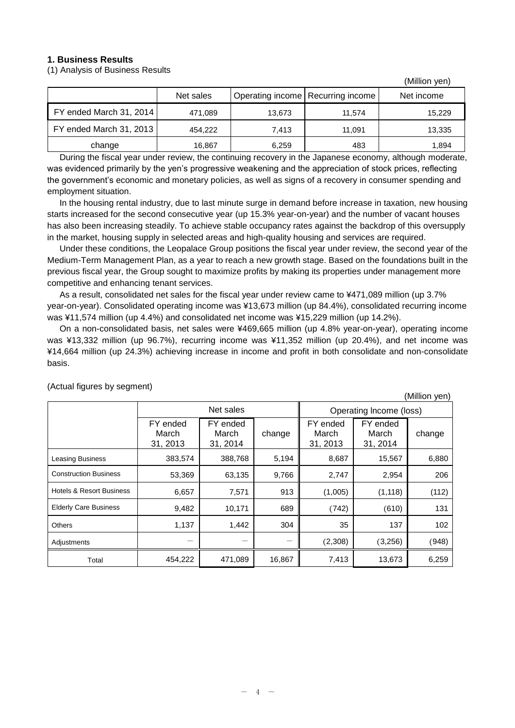## 1. Business Results

(1) Analysis of Business Results

(Million yen)

| | Net sales | Operating income | Recurring income | Net income |
|---|---|---|---|---|
| FY ended March 31, 2014 | 471,089 | 13,673 | 11,574 | 15,229 |
| FY ended March 31, 2013 | 454,222 | 7,413 | 11,091 | 13,335 |
| change | 16,867 | 6,259 | 483 | 1,894 |

During the fiscal year under review, the continuing recovery in the Japanese economy, although moderate, was evidenced primarily by the yen's progressive weakening and the appreciation of stock prices, reflecting the government's economic and monetary policies, as well as signs of a recovery in consumer spending and employment situation.

In the housing rental industry, due to last minute surge in demand before increase in taxation, new housing starts increased for the second consecutive year (up 15.3% year-on-year) and the number of vacant houses has also been increasing steadily. To achieve stable occupancy rates against the backdrop of this oversupply in the market, housing supply in selected areas and high-quality housing and services are required.

Under these conditions, the Leopalace Group positions the fiscal year under review, the second year of the Medium-Term Management Plan, as a year to reach a new growth stage. Based on the foundations built in the previous fiscal year, the Group sought to maximize profits by making its properties under management more competitive and enhancing tenant services.

As a result, consolidated net sales for the fiscal year under review came to ¥471,089 million (up 3.7% year-on-year). Consolidated operating income was ¥13,673 million (up 84.4%), consolidated recurring income was ¥11,574 million (up 4.4%) and consolidated net income was ¥15,229 million (up 14.2%).

On a non-consolidated basis, net sales were ¥469,665 million (up 4.8% year-on-year), operating income was ¥13,332 million (up 96.7%), recurring income was ¥11,352 million (up 20.4%), and net income was ¥14,664 million (up 24.3%) achieving increase in income and profit in both consolidate and non-consolidate basis.

(Actual figures by segment)

(Million yen)

| | Net sales | | | Operating Income (loss) | | |
|---|---|---|---|---|---|---|
| | FY ended March 31, 2013 | FY ended March 31, 2014 | change | FY ended March 31, 2013 | FY ended March 31, 2014 | change |
| Leasing Business | 383,574 | 388,768 | 5,194 | 8,687 | 15,567 | 6,880 |
| Construction Business | 53,369 | 63,135 | 9,766 | 2,747 | 2,954 | 206 |
| Hotels & Resort Business | 6,657 | 7,571 | 913 | (1,005) | (1,118) | (112) |
| Elderly Care Business | 9,482 | 10,171 | 689 | (742) | (610) | 131 |
| Others | 1,137 | 1,442 | 304 | 35 | 137 | 102 |
| Adjustments | － | － | － | (2,308) | (3,256) | (948) |
| Total | 454,222 | 471,089 | 16,867 | 7,413 | 13,673 | 6,259 |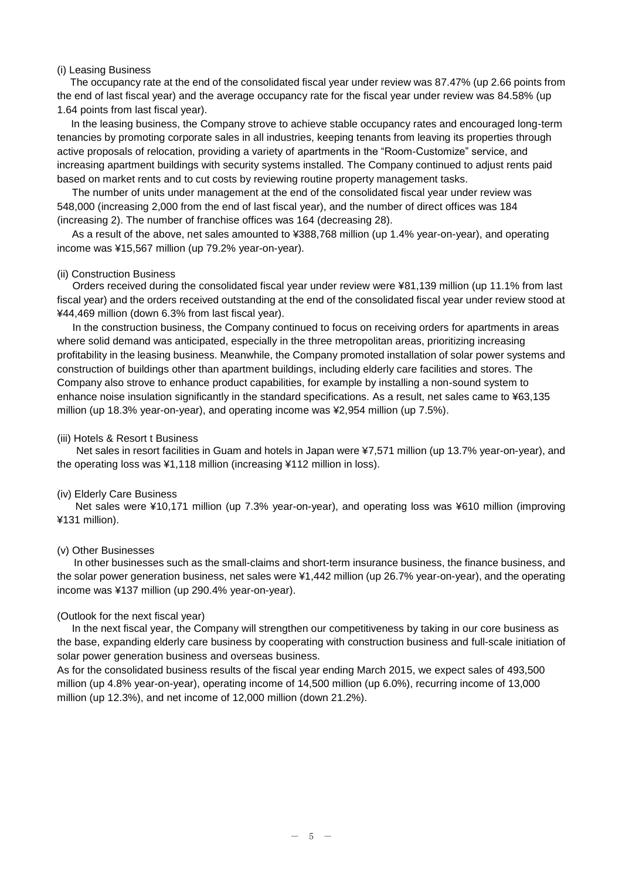(i) Leasing Business

The occupancy rate at the end of the consolidated fiscal year under review was 87.47% (up 2.66 points from the end of last fiscal year) and the average occupancy rate for the fiscal year under review was 84.58% (up 1.64 points from last fiscal year).

In the leasing business, the Company strove to achieve stable occupancy rates and encouraged long-term tenancies by promoting corporate sales in all industries, keeping tenants from leaving its properties through active proposals of relocation, providing a variety of apartments in the "Room-Customize" service, and increasing apartment buildings with security systems installed. The Company continued to adjust rents paid based on market rents and to cut costs by reviewing routine property management tasks.

The number of units under management at the end of the consolidated fiscal year under review was 548,000 (increasing 2,000 from the end of last fiscal year), and the number of direct offices was 184 (increasing 2). The number of franchise offices was 164 (decreasing 28).

As a result of the above, net sales amounted to ¥388,768 million (up 1.4% year-on-year), and operating income was ¥15,567 million (up 79.2% year-on-year).

(ii) Construction Business

Orders received during the consolidated fiscal year under review were ¥81,139 million (up 11.1% from last fiscal year) and the orders received outstanding at the end of the consolidated fiscal year under review stood at ¥44,469 million (down 6.3% from last fiscal year).

In the construction business, the Company continued to focus on receiving orders for apartments in areas where solid demand was anticipated, especially in the three metropolitan areas, prioritizing increasing profitability in the leasing business. Meanwhile, the Company promoted installation of solar power systems and construction of buildings other than apartment buildings, including elderly care facilities and stores. The Company also strove to enhance product capabilities, for example by installing a non-sound system to enhance noise insulation significantly in the standard specifications. As a result, net sales came to ¥63,135 million (up 18.3% year-on-year), and operating income was ¥2,954 million (up 7.5%).

(iii) Hotels & Resort t Business

Net sales in resort facilities in Guam and hotels in Japan were ¥7,571 million (up 13.7% year-on-year), and the operating loss was ¥1,118 million (increasing ¥112 million in loss).

(iv) Elderly Care Business

Net sales were ¥10,171 million (up 7.3% year-on-year), and operating loss was ¥610 million (improving ¥131 million).

(v) Other Businesses

In other businesses such as the small-claims and short-term insurance business, the finance business, and the solar power generation business, net sales were ¥1,442 million (up 26.7% year-on-year), and the operating income was ¥137 million (up 290.4% year-on-year).

(Outlook for the next fiscal year)

In the next fiscal year, the Company will strengthen our competitiveness by taking in our core business as the base, expanding elderly care business by cooperating with construction business and full-scale initiation of solar power generation business and overseas business.

As for the consolidated business results of the fiscal year ending March 2015, we expect sales of 493,500 million (up 4.8% year-on-year), operating income of 14,500 million (up 6.0%), recurring income of 13,000 million (up 12.3%), and net income of 12,000 million (down 21.2%).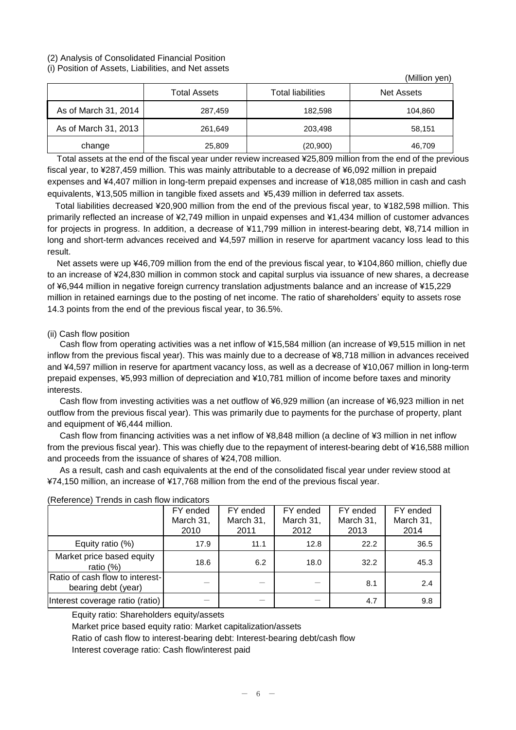(2) Analysis of Consolidated Financial Position

(i) Position of Assets, Liabilities, and Net assets

(Million yen)

| | Total Assets | Total liabilities | Net Assets |
|---|---|---|---|
| As of March 31, 2014 | 287,459 | 182,598 | 104,860 |
| As of March 31, 2013 | 261,649 | 203,498 | 58,151 |
| change | 25,809 | (20,900) | 46,709 |

Total assets at the end of the fiscal year under review increased ¥25,809 million from the end of the previous fiscal year, to ¥287,459 million. This was mainly attributable to a decrease of ¥6,092 million in prepaid expenses and ¥4,407 million in long-term prepaid expenses and increase of ¥18,085 million in cash and cash equivalents, ¥13,505 million in tangible fixed assets and ¥5,439 million in deferred tax assets.

Total liabilities decreased ¥20,900 million from the end of the previous fiscal year, to ¥182,598 million. This primarily reflected an increase of ¥2,749 million in unpaid expenses and ¥1,434 million of customer advances for projects in progress. In addition, a decrease of ¥11,799 million in interest-bearing debt, ¥8,714 million in long and short-term advances received and ¥4,597 million in reserve for apartment vacancy loss lead to this result.

Net assets were up ¥46,709 million from the end of the previous fiscal year, to ¥104,860 million, chiefly due to an increase of ¥24,830 million in common stock and capital surplus via issuance of new shares, a decrease of ¥6,944 million in negative foreign currency translation adjustments balance and an increase of ¥15,229 million in retained earnings due to the posting of net income. The ratio of shareholders' equity to assets rose 14.3 points from the end of the previous fiscal year, to 36.5%.

(ii) Cash flow position

Cash flow from operating activities was a net inflow of ¥15,584 million (an increase of ¥9,515 million in net inflow from the previous fiscal year). This was mainly due to a decrease of ¥8,718 million in advances received and ¥4,597 million in reserve for apartment vacancy loss, as well as a decrease of ¥10,067 million in long-term prepaid expenses, ¥5,993 million of depreciation and ¥10,781 million of income before taxes and minority interests.

Cash flow from investing activities was a net outflow of ¥6,929 million (an increase of ¥6,923 million in net outflow from the previous fiscal year). This was primarily due to payments for the purchase of property, plant and equipment of ¥6,444 million.

Cash flow from financing activities was a net inflow of ¥8,848 million (a decline of ¥3 million in net inflow from the previous fiscal year). This was chiefly due to the repayment of interest-bearing debt of ¥16,588 million and proceeds from the issuance of shares of ¥24,708 million.

As a result, cash and cash equivalents at the end of the consolidated fiscal year under review stood at ¥74,150 million, an increase of ¥17,768 million from the end of the previous fiscal year.

(Reference) Trends in cash flow indicators

| | FY ended March 31, 2010 | FY ended March 31, 2011 | FY ended March 31, 2012 | FY ended March 31, 2013 | FY ended March 31, 2014 |
|---|---|---|---|---|---|
| Equity ratio (%) | 17.9 | 11.1 | 12.8 | 22.2 | 36.5 |
| Market price based equity ratio (%) | 18.6 | 6.2 | 18.0 | 32.2 | 45.3 |
| Ratio of cash flow to interest-bearing debt (year) | — | — | — | 8.1 | 2.4 |
| Interest coverage ratio (ratio) | — | — | — | 4.7 | 9.8 |

Equity ratio: Shareholders equity/assets

Market price based equity ratio: Market capitalization/assets

Ratio of cash flow to interest-bearing debt: Interest-bearing debt/cash flow

Interest coverage ratio: Cash flow/interest paid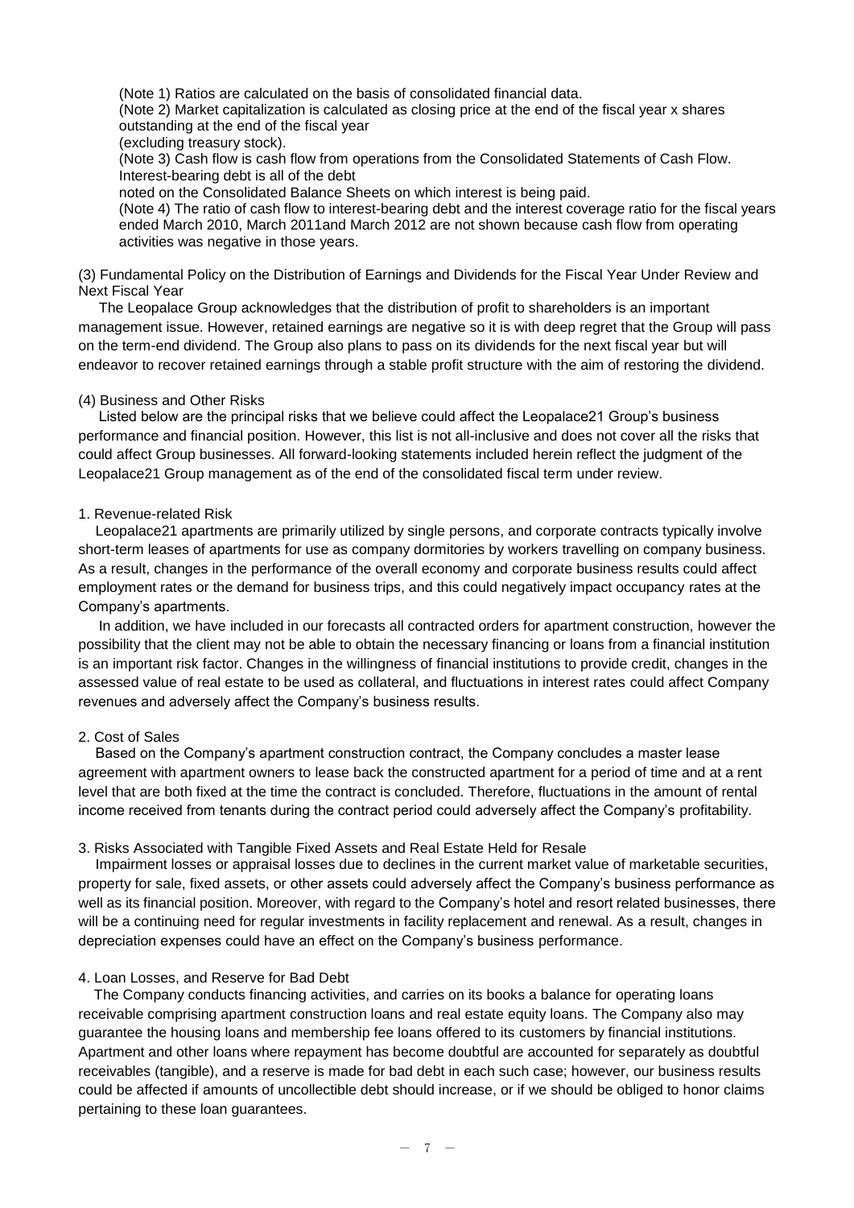(Note 1) Ratios are calculated on the basis of consolidated financial data.
(Note 2) Market capitalization is calculated as closing price at the end of the fiscal year x shares outstanding at the end of the fiscal year
(excluding treasury stock).
(Note 3) Cash flow is cash flow from operations from the Consolidated Statements of Cash Flow. Interest-bearing debt is all of the debt
noted on the Consolidated Balance Sheets on which interest is being paid.
(Note 4) The ratio of cash flow to interest-bearing debt and the interest coverage ratio for the fiscal years ended March 2010, March 2011and March 2012 are not shown because cash flow from operating activities was negative in those years.

(3) Fundamental Policy on the Distribution of Earnings and Dividends for the Fiscal Year Under Review and Next Fiscal Year

The Leopalace Group acknowledges that the distribution of profit to shareholders is an important management issue. However, retained earnings are negative so it is with deep regret that the Group will pass on the term-end dividend. The Group also plans to pass on its dividends for the next fiscal year but will endeavor to recover retained earnings through a stable profit structure with the aim of restoring the dividend.

(4) Business and Other Risks

Listed below are the principal risks that we believe could affect the Leopalace21 Group's business performance and financial position. However, this list is not all-inclusive and does not cover all the risks that could affect Group businesses. All forward-looking statements included herein reflect the judgment of the Leopalace21 Group management as of the end of the consolidated fiscal term under review.

1. Revenue-related Risk

Leopalace21 apartments are primarily utilized by single persons, and corporate contracts typically involve short-term leases of apartments for use as company dormitories by workers travelling on company business. As a result, changes in the performance of the overall economy and corporate business results could affect employment rates or the demand for business trips, and this could negatively impact occupancy rates at the Company's apartments.

In addition, we have included in our forecasts all contracted orders for apartment construction, however the possibility that the client may not be able to obtain the necessary financing or loans from a financial institution is an important risk factor. Changes in the willingness of financial institutions to provide credit, changes in the assessed value of real estate to be used as collateral, and fluctuations in interest rates could affect Company revenues and adversely affect the Company's business results.

2. Cost of Sales

Based on the Company's apartment construction contract, the Company concludes a master lease agreement with apartment owners to lease back the constructed apartment for a period of time and at a rent level that are both fixed at the time the contract is concluded. Therefore, fluctuations in the amount of rental income received from tenants during the contract period could adversely affect the Company's profitability.

3. Risks Associated with Tangible Fixed Assets and Real Estate Held for Resale

Impairment losses or appraisal losses due to declines in the current market value of marketable securities, property for sale, fixed assets, or other assets could adversely affect the Company's business performance as well as its financial position. Moreover, with regard to the Company's hotel and resort related businesses, there will be a continuing need for regular investments in facility replacement and renewal. As a result, changes in depreciation expenses could have an effect on the Company's business performance.

4. Loan Losses, and Reserve for Bad Debt

The Company conducts financing activities, and carries on its books a balance for operating loans receivable comprising apartment construction loans and real estate equity loans. The Company also may guarantee the housing loans and membership fee loans offered to its customers by financial institutions. Apartment and other loans where repayment has become doubtful are accounted for separately as doubtful receivables (tangible), and a reserve is made for bad debt in each such case; however, our business results could be affected if amounts of uncollectible debt should increase, or if we should be obliged to honor claims pertaining to these loan guarantees.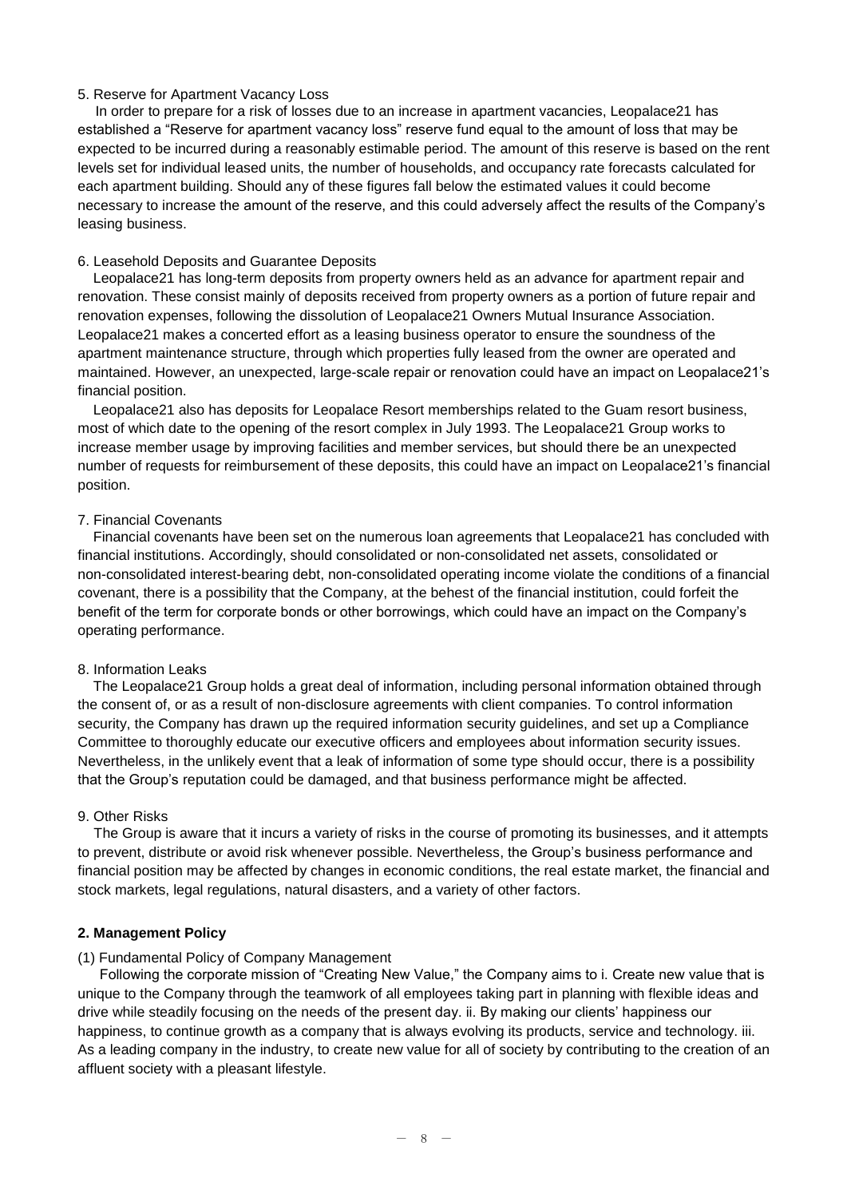5. Reserve for Apartment Vacancy Loss

In order to prepare for a risk of losses due to an increase in apartment vacancies, Leopalace21 has established a "Reserve for apartment vacancy loss" reserve fund equal to the amount of loss that may be expected to be incurred during a reasonably estimable period. The amount of this reserve is based on the rent levels set for individual leased units, the number of households, and occupancy rate forecasts calculated for each apartment building. Should any of these figures fall below the estimated values it could become necessary to increase the amount of the reserve, and this could adversely affect the results of the Company's leasing business.

6. Leasehold Deposits and Guarantee Deposits

Leopalace21 has long-term deposits from property owners held as an advance for apartment repair and renovation. These consist mainly of deposits received from property owners as a portion of future repair and renovation expenses, following the dissolution of Leopalace21 Owners Mutual Insurance Association. Leopalace21 makes a concerted effort as a leasing business operator to ensure the soundness of the apartment maintenance structure, through which properties fully leased from the owner are operated and maintained. However, an unexpected, large-scale repair or renovation could have an impact on Leopalace21's financial position.

Leopalace21 also has deposits for Leopalace Resort memberships related to the Guam resort business, most of which date to the opening of the resort complex in July 1993. The Leopalace21 Group works to increase member usage by improving facilities and member services, but should there be an unexpected number of requests for reimbursement of these deposits, this could have an impact on Leopalace21's financial position.

7. Financial Covenants

Financial covenants have been set on the numerous loan agreements that Leopalace21 has concluded with financial institutions. Accordingly, should consolidated or non-consolidated net assets, consolidated or non-consolidated interest-bearing debt, non-consolidated operating income violate the conditions of a financial covenant, there is a possibility that the Company, at the behest of the financial institution, could forfeit the benefit of the term for corporate bonds or other borrowings, which could have an impact on the Company's operating performance.

8. Information Leaks

The Leopalace21 Group holds a great deal of information, including personal information obtained through the consent of, or as a result of non-disclosure agreements with client companies. To control information security, the Company has drawn up the required information security guidelines, and set up a Compliance Committee to thoroughly educate our executive officers and employees about information security issues. Nevertheless, in the unlikely event that a leak of information of some type should occur, there is a possibility that the Group's reputation could be damaged, and that business performance might be affected.

9. Other Risks

The Group is aware that it incurs a variety of risks in the course of promoting its businesses, and it attempts to prevent, distribute or avoid risk whenever possible. Nevertheless, the Group's business performance and financial position may be affected by changes in economic conditions, the real estate market, the financial and stock markets, legal regulations, natural disasters, and a variety of other factors.

## 2. Management Policy

(1) Fundamental Policy of Company Management

Following the corporate mission of "Creating New Value," the Company aims to i. Create new value that is unique to the Company through the teamwork of all employees taking part in planning with flexible ideas and drive while steadily focusing on the needs of the present day. ii. By making our clients' happiness our happiness, to continue growth as a company that is always evolving its products, service and technology. iii. As a leading company in the industry, to create new value for all of society by contributing to the creation of an affluent society with a pleasant lifestyle.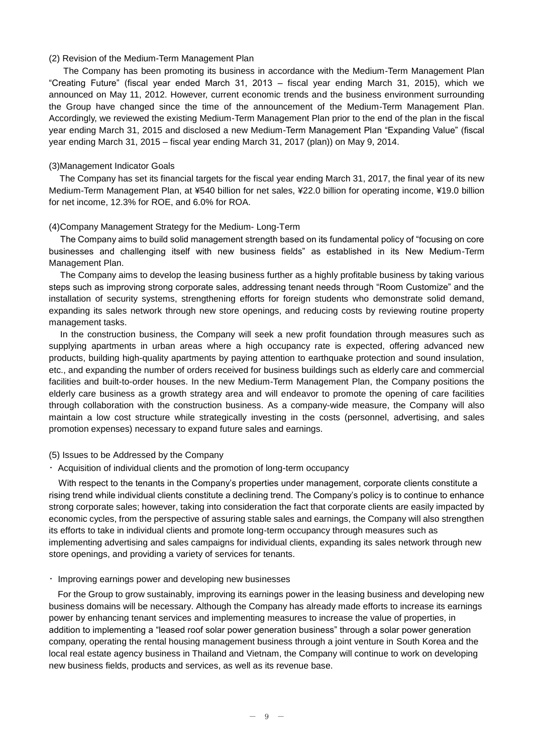### (2) Revision of the Medium-Term Management Plan

The Company has been promoting its business in accordance with the Medium-Term Management Plan "Creating Future" (fiscal year ended March 31, 2013 – fiscal year ending March 31, 2015), which we announced on May 11, 2012. However, current economic trends and the business environment surrounding the Group have changed since the time of the announcement of the Medium-Term Management Plan. Accordingly, we reviewed the existing Medium-Term Management Plan prior to the end of the plan in the fiscal year ending March 31, 2015 and disclosed a new Medium-Term Management Plan "Expanding Value" (fiscal year ending March 31, 2015 – fiscal year ending March 31, 2017 (plan)) on May 9, 2014.

### (3)Management Indicator Goals

The Company has set its financial targets for the fiscal year ending March 31, 2017, the final year of its new Medium-Term Management Plan, at ¥540 billion for net sales, ¥22.0 billion for operating income, ¥19.0 billion for net income, 12.3% for ROE, and 6.0% for ROA.

### (4)Company Management Strategy for the Medium- Long-Term

The Company aims to build solid management strength based on its fundamental policy of "focusing on core businesses and challenging itself with new business fields" as established in its New Medium-Term Management Plan.

The Company aims to develop the leasing business further as a highly profitable business by taking various steps such as improving strong corporate sales, addressing tenant needs through "Room Customize" and the installation of security systems, strengthening efforts for foreign students who demonstrate solid demand, expanding its sales network through new store openings, and reducing costs by reviewing routine property management tasks.

In the construction business, the Company will seek a new profit foundation through measures such as supplying apartments in urban areas where a high occupancy rate is expected, offering advanced new products, building high-quality apartments by paying attention to earthquake protection and sound insulation, etc., and expanding the number of orders received for business buildings such as elderly care and commercial facilities and built-to-order houses. In the new Medium-Term Management Plan, the Company positions the elderly care business as a growth strategy area and will endeavor to promote the opening of care facilities through collaboration with the construction business. As a company-wide measure, the Company will also maintain a low cost structure while strategically investing in the costs (personnel, advertising, and sales promotion expenses) necessary to expand future sales and earnings.

### (5) Issues to be Addressed by the Company

・ Acquisition of individual clients and the promotion of long-term occupancy

With respect to the tenants in the Company's properties under management, corporate clients constitute a rising trend while individual clients constitute a declining trend. The Company's policy is to continue to enhance strong corporate sales; however, taking into consideration the fact that corporate clients are easily impacted by economic cycles, from the perspective of assuring stable sales and earnings, the Company will also strengthen its efforts to take in individual clients and promote long-term occupancy through measures such as implementing advertising and sales campaigns for individual clients, expanding its sales network through new store openings, and providing a variety of services for tenants.

・ Improving earnings power and developing new businesses

For the Group to grow sustainably, improving its earnings power in the leasing business and developing new business domains will be necessary. Although the Company has already made efforts to increase its earnings power by enhancing tenant services and implementing measures to increase the value of properties, in addition to implementing a "leased roof solar power generation business" through a solar power generation company, operating the rental housing management business through a joint venture in South Korea and the local real estate agency business in Thailand and Vietnam, the Company will continue to work on developing new business fields, products and services, as well as its revenue base.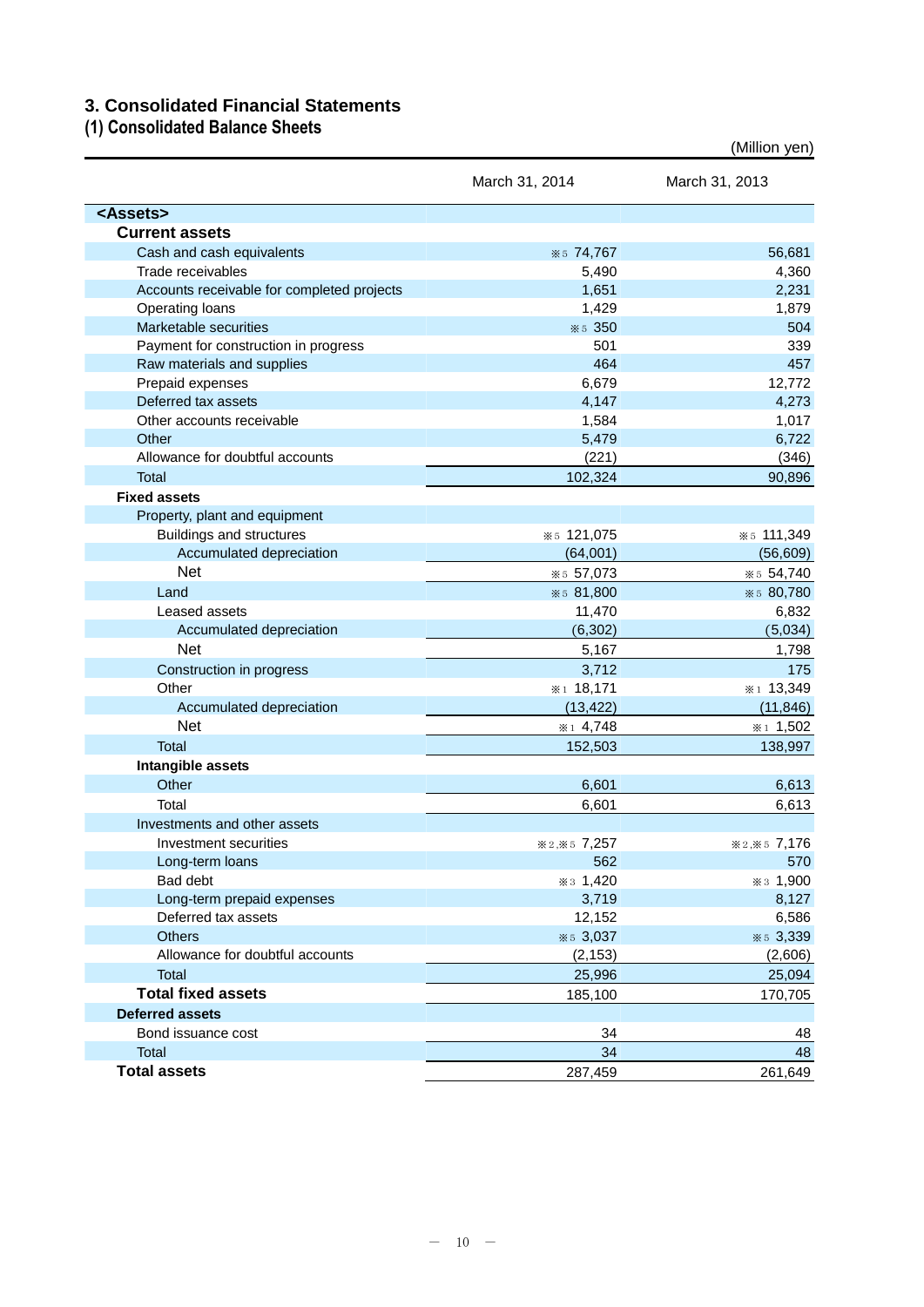## 3. Consolidated Financial Statements

### (1) Consolidated Balance Sheets

(Million yen)

| | March 31, 2014 | March 31, 2013 |
|---|---|---|
| **<Assets>** | | |
| **Current assets** | | |
| Cash and cash equivalents | ※5 74,767 | 56,681 |
| Trade receivables | 5,490 | 4,360 |
| Accounts receivable for completed projects | 1,651 | 2,231 |
| Operating loans | 1,429 | 1,879 |
| Marketable securities | ※5 350 | 504 |
| Payment for construction in progress | 501 | 339 |
| Raw materials and supplies | 464 | 457 |
| Prepaid expenses | 6,679 | 12,772 |
| Deferred tax assets | 4,147 | 4,273 |
| Other accounts receivable | 1,584 | 1,017 |
| Other | 5,479 | 6,722 |
| Allowance for doubtful accounts | (221) | (346) |
| Total | 102,324 | 90,896 |
| **Fixed assets** | | |
| Property, plant and equipment | | |
| Buildings and structures | ※5 121,075 | ※5 111,349 |
| Accumulated depreciation | (64,001) | (56,609) |
| Net | ※5 57,073 | ※5 54,740 |
| Land | ※5 81,800 | ※5 80,780 |
| Leased assets | 11,470 | 6,832 |
| Accumulated depreciation | (6,302) | (5,034) |
| Net | 5,167 | 1,798 |
| Construction in progress | 3,712 | 175 |
| Other | ※1 18,171 | ※1 13,349 |
| Accumulated depreciation | (13,422) | (11,846) |
| Net | ※1 4,748 | ※1 1,502 |
| Total | 152,503 | 138,997 |
| **Intangible assets** | | |
| Other | 6,601 | 6,613 |
| Total | 6,601 | 6,613 |
| Investments and other assets | | |
| Investment securities | ※2,※5 7,257 | ※2,※5 7,176 |
| Long-term loans | 562 | 570 |
| Bad debt | ※3 1,420 | ※3 1,900 |
| Long-term prepaid expenses | 3,719 | 8,127 |
| Deferred tax assets | 12,152 | 6,586 |
| Others | ※5 3,037 | ※5 3,339 |
| Allowance for doubtful accounts | (2,153) | (2,606) |
| Total | 25,996 | 25,094 |
| **Total fixed assets** | 185,100 | 170,705 |
| **Deferred assets** | | |
| Bond issuance cost | 34 | 48 |
| Total | 34 | 48 |
| **Total assets** | 287,459 | 261,649 |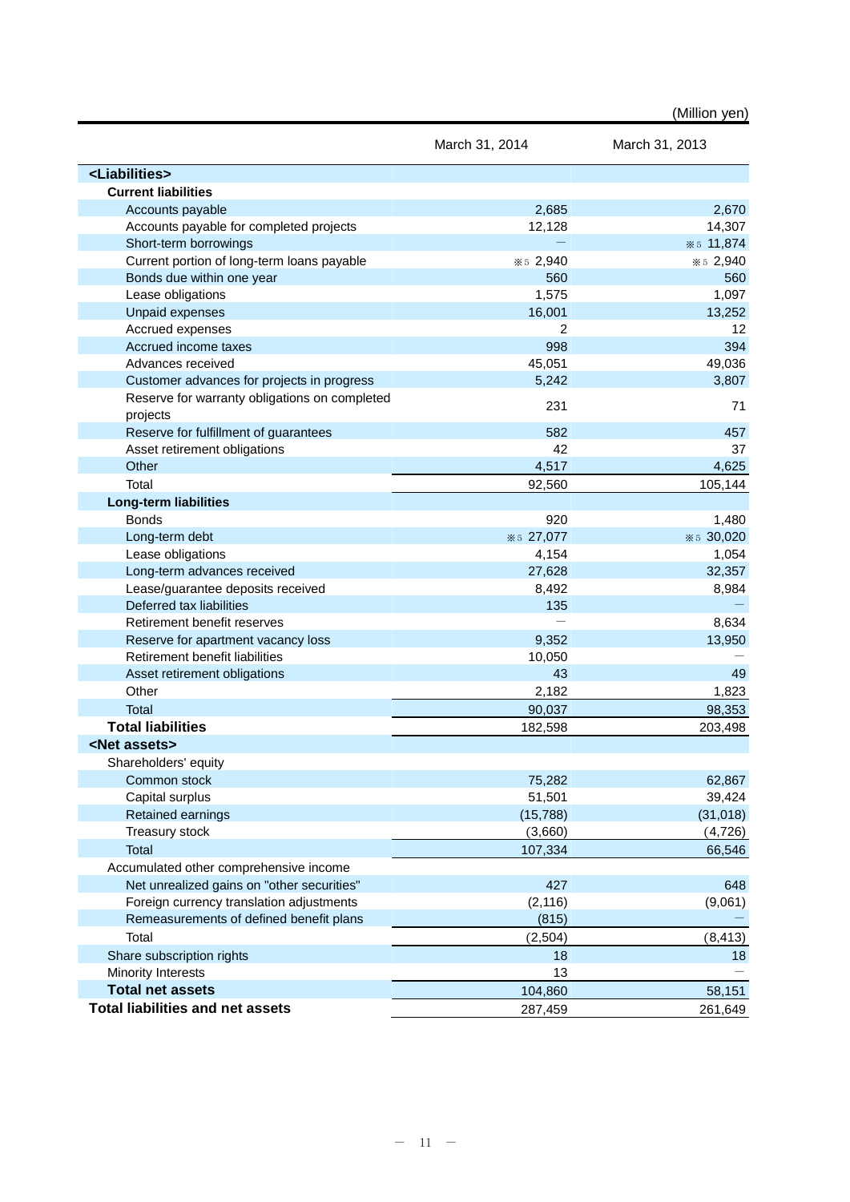(Million yen)

| | March 31, 2014 | March 31, 2013 |
|---|---|---|
| **<Liabilities>** | | |
| **Current liabilities** | | |
| Accounts payable | 2,685 | 2,670 |
| Accounts payable for completed projects | 12,128 | 14,307 |
| Short-term borrowings | — | ※5 11,874 |
| Current portion of long-term loans payable | ※5 2,940 | ※5 2,940 |
| Bonds due within one year | 560 | 560 |
| Lease obligations | 1,575 | 1,097 |
| Unpaid expenses | 16,001 | 13,252 |
| Accrued expenses | 2 | 12 |
| Accrued income taxes | 998 | 394 |
| Advances received | 45,051 | 49,036 |
| Customer advances for projects in progress | 5,242 | 3,807 |
| Reserve for warranty obligations on completed projects | 231 | 71 |
| Reserve for fulfillment of guarantees | 582 | 457 |
| Asset retirement obligations | 42 | 37 |
| Other | 4,517 | 4,625 |
| Total | 92,560 | 105,144 |
| **Long-term liabilities** | | |
| Bonds | 920 | 1,480 |
| Long-term debt | ※5 27,077 | ※5 30,020 |
| Lease obligations | 4,154 | 1,054 |
| Long-term advances received | 27,628 | 32,357 |
| Lease/guarantee deposits received | 8,492 | 8,984 |
| Deferred tax liabilities | 135 | — |
| Retirement benefit reserves | — | 8,634 |
| Reserve for apartment vacancy loss | 9,352 | 13,950 |
| Retirement benefit liabilities | 10,050 | — |
| Asset retirement obligations | 43 | 49 |
| Other | 2,182 | 1,823 |
| Total | 90,037 | 98,353 |
| **Total liabilities** | 182,598 | 203,498 |
| **<Net assets>** | | |
| Shareholders' equity | | |
| Common stock | 75,282 | 62,867 |
| Capital surplus | 51,501 | 39,424 |
| Retained earnings | (15,788) | (31,018) |
| Treasury stock | (3,660) | (4,726) |
| Total | 107,334 | 66,546 |
| Accumulated other comprehensive income | | |
| Net unrealized gains on "other securities" | 427 | 648 |
| Foreign currency translation adjustments | (2,116) | (9,061) |
| Remeasurements of defined benefit plans | (815) | — |
| Total | (2,504) | (8,413) |
| Share subscription rights | 18 | 18 |
| Minority Interests | 13 | — |
| **Total net assets** | 104,860 | 58,151 |
| **Total liabilities and net assets** | 287,459 | 261,649 |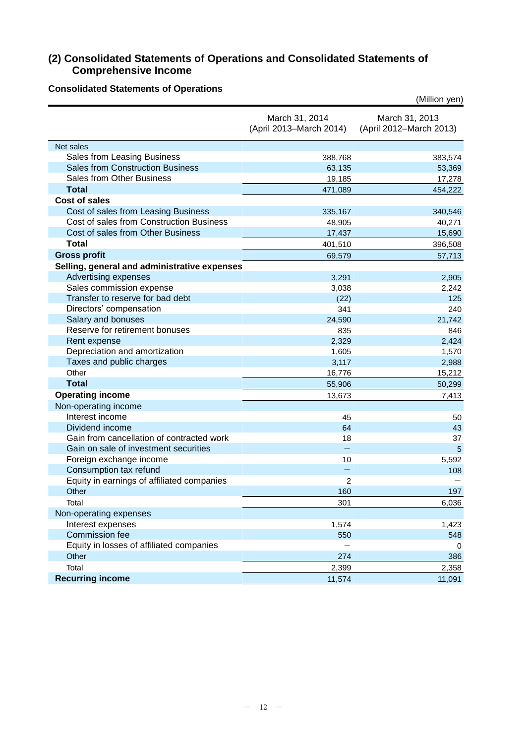## (2) Consolidated Statements of Operations and Consolidated Statements of Comprehensive Income

### Consolidated Statements of Operations

(Million yen)

| | March 31, 2014 (April 2013–March 2014) | March 31, 2013 (April 2012–March 2013) |
|---|---|---|
| Net sales | | |
| Sales from Leasing Business | 388,768 | 383,574 |
| Sales from Construction Business | 63,135 | 53,369 |
| Sales from Other Business | 19,185 | 17,278 |
| **Total** | 471,089 | 454,222 |
| **Cost of sales** | | |
| Cost of sales from Leasing Business | 335,167 | 340,546 |
| Cost of sales from Construction Business | 48,905 | 40,271 |
| Cost of sales from Other Business | 17,437 | 15,690 |
| **Total** | 401,510 | 396,508 |
| **Gross profit** | 69,579 | 57,713 |
| **Selling, general and administrative expenses** | | |
| Advertising expenses | 3,291 | 2,905 |
| Sales commission expense | 3,038 | 2,242 |
| Transfer to reserve for bad debt | (22) | 125 |
| Directors' compensation | 341 | 240 |
| Salary and bonuses | 24,590 | 21,742 |
| Reserve for retirement bonuses | 835 | 846 |
| Rent expense | 2,329 | 2,424 |
| Depreciation and amortization | 1,605 | 1,570 |
| Taxes and public charges | 3,117 | 2,988 |
| Other | 16,776 | 15,212 |
| **Total** | 55,906 | 50,299 |
| **Operating income** | 13,673 | 7,413 |
| Non-operating income | | |
| Interest income | 45 | 50 |
| Dividend income | 64 | 43 |
| Gain from cancellation of contracted work | 18 | 37 |
| Gain on sale of investment securities | — | 5 |
| Foreign exchange income | 10 | 5,592 |
| Consumption tax refund | — | 108 |
| Equity in earnings of affiliated companies | 2 | — |
| Other | 160 | 197 |
| Total | 301 | 6,036 |
| Non-operating expenses | | |
| Interest expenses | 1,574 | 1,423 |
| Commission fee | 550 | 548 |
| Equity in losses of affiliated companies | — | 0 |
| Other | 274 | 386 |
| Total | 2,399 | 2,358 |
| **Recurring income** | 11,574 | 11,091 |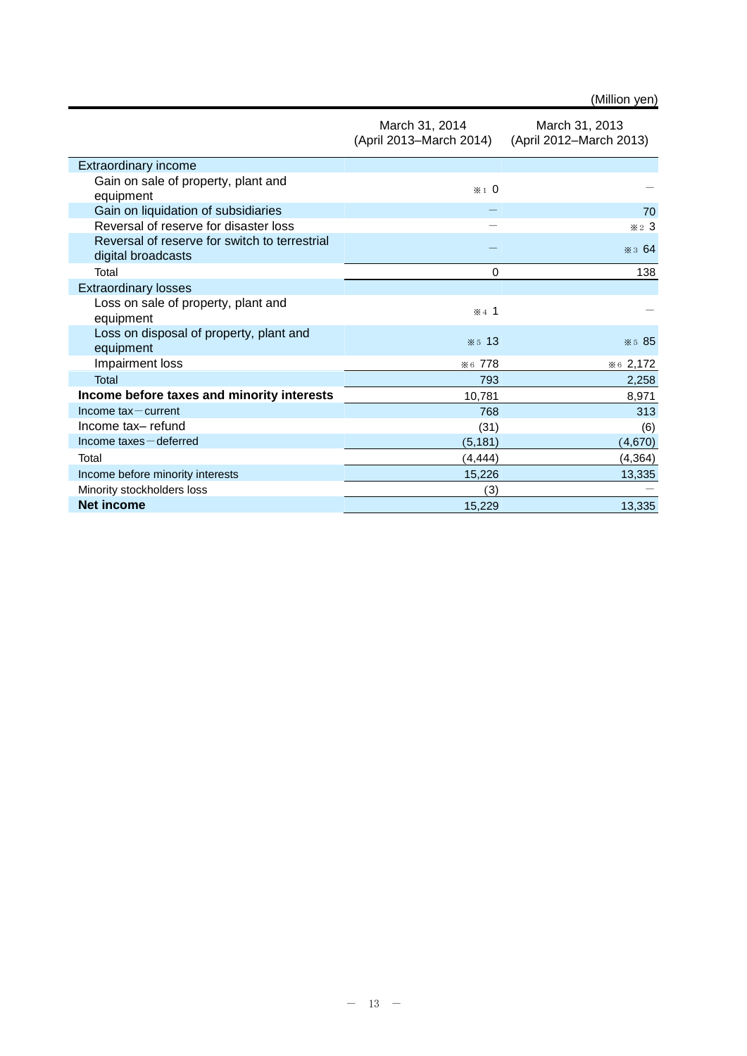(Million yen)

| | March 31, 2014 (April 2013–March 2014) | March 31, 2013 (April 2012–March 2013) |
|---|---|---|
| Extraordinary income | | |
| Gain on sale of property, plant and equipment | ※1 0 | ― |
| Gain on liquidation of subsidiaries | ― | 70 |
| Reversal of reserve for disaster loss | ― | ※2 3 |
| Reversal of reserve for switch to terrestrial digital broadcasts | ― | ※3 64 |
| Total | 0 | 138 |
| Extraordinary losses | | |
| Loss on sale of property, plant and equipment | ※4 1 | ― |
| Loss on disposal of property, plant and equipment | ※5 13 | ※5 85 |
| Impairment loss | ※6 778 | ※6 2,172 |
| Total | 793 | 2,258 |
| **Income before taxes and minority interests** | 10,781 | 8,971 |
| Income tax－current | 768 | 313 |
| Income tax– refund | (31) | (6) |
| Income taxes－deferred | (5,181) | (4,670) |
| Total | (4,444) | (4,364) |
| Income before minority interests | 15,226 | 13,335 |
| Minority stockholders loss | (3) | ― |
| **Net income** | 15,229 | 13,335 |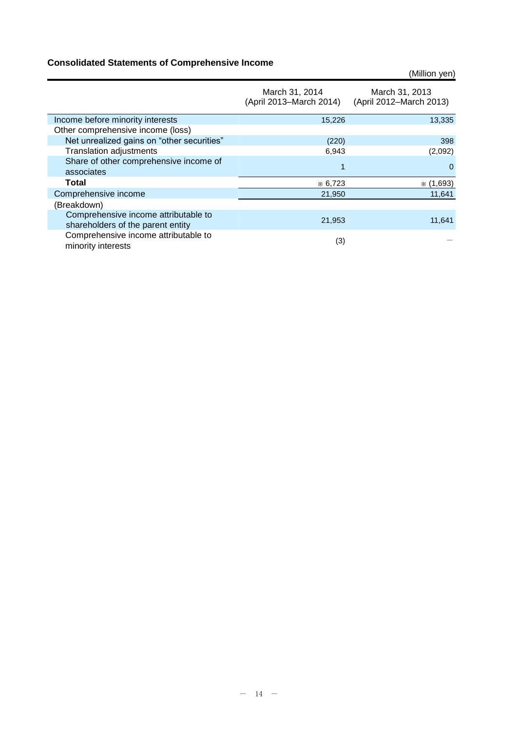### Consolidated Statements of Comprehensive Income

(Million yen)

| | March 31, 2014 (April 2013–March 2014) | March 31, 2013 (April 2012–March 2013) |
|---|---|---|
| Income before minority interests | 15,226 | 13,335 |
| Other comprehensive income (loss) | | |
| Net unrealized gains on “other securities” | (220) | 398 |
| Translation adjustments | 6,943 | (2,092) |
| Share of other comprehensive income of associates | 1 | 0 |
| **Total** | ※ 6,723 | ※ (1,693) |
| Comprehensive income | 21,950 | 11,641 |
| (Breakdown) | | |
| Comprehensive income attributable to shareholders of the parent entity | 21,953 | 11,641 |
| Comprehensive income attributable to minority interests | (3) | — |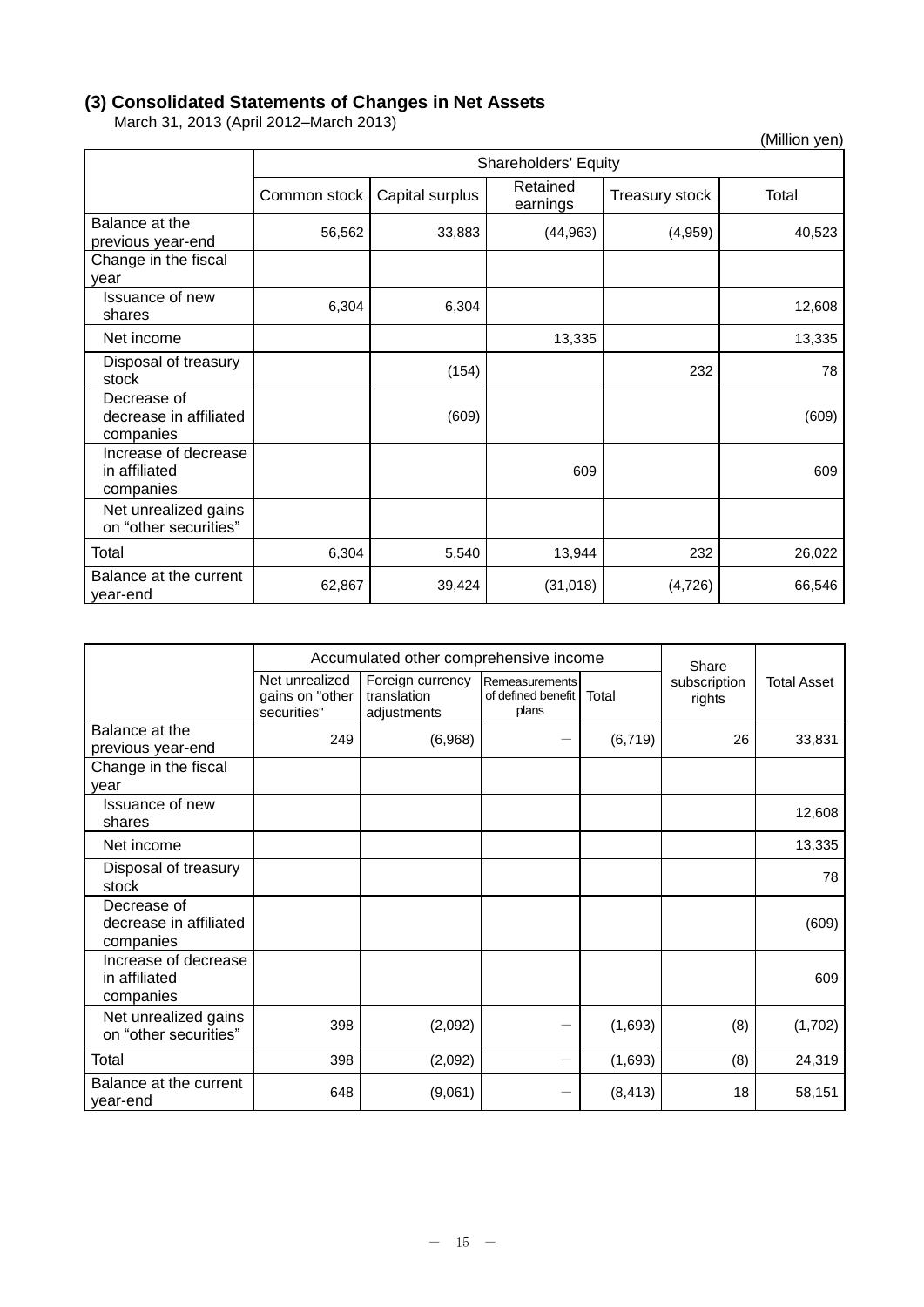### (3) Consolidated Statements of Changes in Net Assets

March 31, 2013 (April 2012–March 2013)

(Million yen)

| | Shareholders' Equity | | | | |
|---|---|---|---|---|---|
| | Common stock | Capital surplus | Retained earnings | Treasury stock | Total |
| Balance at the previous year-end | 56,562 | 33,883 | (44,963) | (4,959) | 40,523 |
| Change in the fiscal year | | | | | |
| Issuance of new shares | 6,304 | 6,304 | | | 12,608 |
| Net income | | | 13,335 | | 13,335 |
| Disposal of treasury stock | | (154) | | 232 | 78 |
| Decrease of decrease in affiliated companies | | (609) | | | (609) |
| Increase of decrease in affiliated companies | | | 609 | | 609 |
| Net unrealized gains on “other securities” | | | | | |
| Total | 6,304 | 5,540 | 13,944 | 232 | 26,022 |
| Balance at the current year-end | 62,867 | 39,424 | (31,018) | (4,726) | 66,546 |

| | Accumulated other comprehensive income | | | | Share subscription rights | Total Asset |
|---|---|---|---|---|---|---|
| | Net unrealized gains on "other securities" | Foreign currency translation adjustments | Remeasurements of defined benefit plans | Total | | |
| Balance at the previous year-end | 249 | (6,968) | － | (6,719) | 26 | 33,831 |
| Change in the fiscal year | | | | | | |
| Issuance of new shares | | | | | | 12,608 |
| Net income | | | | | | 13,335 |
| Disposal of treasury stock | | | | | | 78 |
| Decrease of decrease in affiliated companies | | | | | | (609) |
| Increase of decrease in affiliated companies | | | | | | 609 |
| Net unrealized gains on “other securities” | 398 | (2,092) | － | (1,693) | (8) | (1,702) |
| Total | 398 | (2,092) | － | (1,693) | (8) | 24,319 |
| Balance at the current year-end | 648 | (9,061) | － | (8,413) | 18 | 58,151 |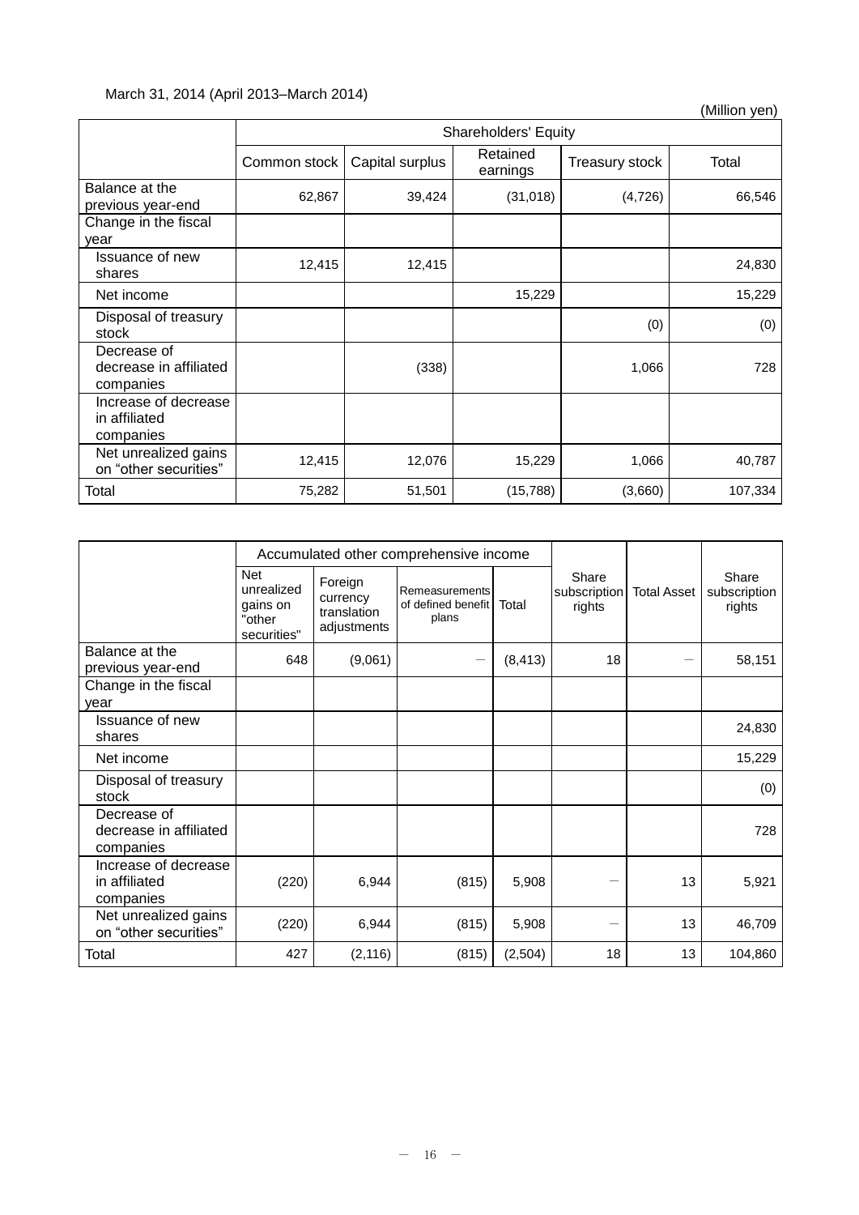March 31, 2014 (April 2013–March 2014)

(Million yen)

| | Shareholders' Equity | | | | |
|---|---|---|---|---|---|
| | Common stock | Capital surplus | Retained earnings | Treasury stock | Total |
| Balance at the previous year-end | 62,867 | 39,424 | (31,018) | (4,726) | 66,546 |
| Change in the fiscal year | | | | | |
| Issuance of new shares | 12,415 | 12,415 | | | 24,830 |
| Net income | | | 15,229 | | 15,229 |
| Disposal of treasury stock | | | | (0) | (0) |
| Decrease of decrease in affiliated companies | | (338) | | 1,066 | 728 |
| Increase of decrease in affiliated companies | | | | | |
| Net unrealized gains on “other securities” | 12,415 | 12,076 | 15,229 | 1,066 | 40,787 |
| Total | 75,282 | 51,501 | (15,788) | (3,660) | 107,334 |

| | Accumulated other comprehensive income | | | | Share subscription rights | Total Asset | Share subscription rights |
|---|---|---|---|---|---|---|---|
| | Net unrealized gains on "other securities" | Foreign currency translation adjustments | Remeasurements of defined benefit plans | Total | | | |
| Balance at the previous year-end | 648 | (9,061) | — | (8,413) | 18 | — | 58,151 |
| Change in the fiscal year | | | | | | | |
| Issuance of new shares | | | | | | | 24,830 |
| Net income | | | | | | | 15,229 |
| Disposal of treasury stock | | | | | | | (0) |
| Decrease of decrease in affiliated companies | | | | | | | 728 |
| Increase of decrease in affiliated companies | (220) | 6,944 | (815) | 5,908 | — | 13 | 5,921 |
| Net unrealized gains on “other securities” | (220) | 6,944 | (815) | 5,908 | — | 13 | 46,709 |
| Total | 427 | (2,116) | (815) | (2,504) | 18 | 13 | 104,860 |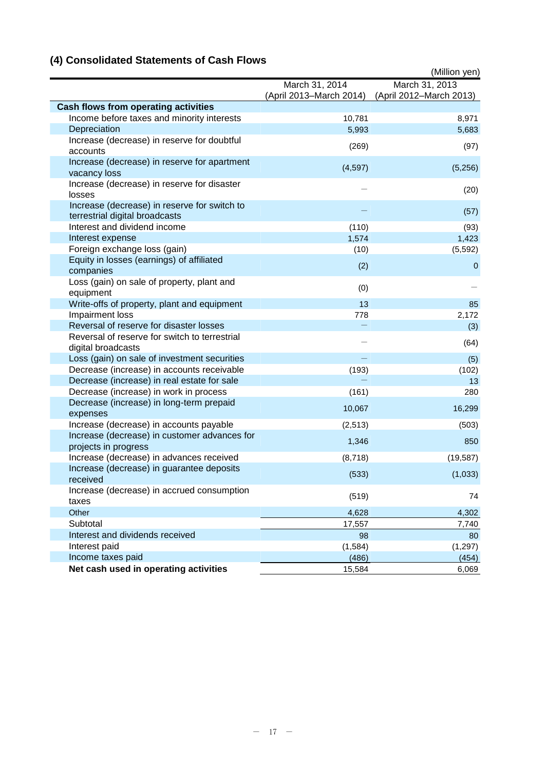## (4) Consolidated Statements of Cash Flows

(Million yen)

| | March 31, 2014 (April 2013–March 2014) | March 31, 2013 (April 2012–March 2013) |
|---|---|---|
| **Cash flows from operating activities** | | |
| Income before taxes and minority interests | 10,781 | 8,971 |
| Depreciation | 5,993 | 5,683 |
| Increase (decrease) in reserve for doubtful accounts | (269) | (97) |
| Increase (decrease) in reserve for apartment vacancy loss | (4,597) | (5,256) |
| Increase (decrease) in reserve for disaster losses | – | (20) |
| Increase (decrease) in reserve for switch to terrestrial digital broadcasts | – | (57) |
| Interest and dividend income | (110) | (93) |
| Interest expense | 1,574 | 1,423 |
| Foreign exchange loss (gain) | (10) | (5,592) |
| Equity in losses (earnings) of affiliated companies | (2) | 0 |
| Loss (gain) on sale of property, plant and equipment | (0) | – |
| Write-offs of property, plant and equipment | 13 | 85 |
| Impairment loss | 778 | 2,172 |
| Reversal of reserve for disaster losses | – | (3) |
| Reversal of reserve for switch to terrestrial digital broadcasts | – | (64) |
| Loss (gain) on sale of investment securities | – | (5) |
| Decrease (increase) in accounts receivable | (193) | (102) |
| Decrease (increase) in real estate for sale | – | 13 |
| Decrease (increase) in work in process | (161) | 280 |
| Decrease (increase) in long-term prepaid expenses | 10,067 | 16,299 |
| Increase (decrease) in accounts payable | (2,513) | (503) |
| Increase (decrease) in customer advances for projects in progress | 1,346 | 850 |
| Increase (decrease) in advances received | (8,718) | (19,587) |
| Increase (decrease) in guarantee deposits received | (533) | (1,033) |
| Increase (decrease) in accrued consumption taxes | (519) | 74 |
| Other | 4,628 | 4,302 |
| Subtotal | 17,557 | 7,740 |
| Interest and dividends received | 98 | 80 |
| Interest paid | (1,584) | (1,297) |
| Income taxes paid | (486) | (454) |
| **Net cash used in operating activities** | 15,584 | 6,069 |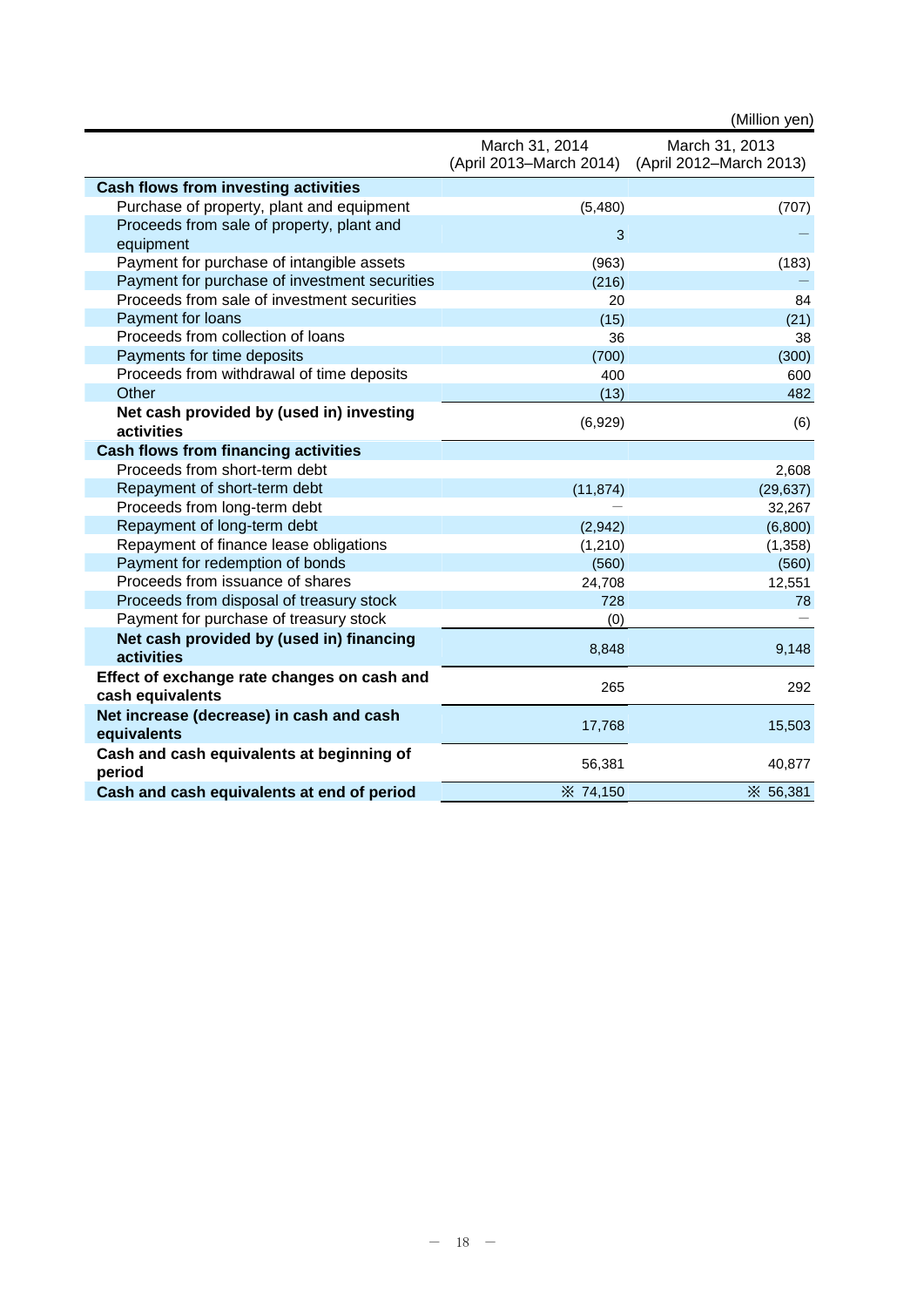(Million yen)

| | March 31, 2014 (April 2013–March 2014) | March 31, 2013 (April 2012–March 2013) |
|---|---|---|
| **Cash flows from investing activities** | | |
| Purchase of property, plant and equipment | (5,480) | (707) |
| Proceeds from sale of property, plant and equipment | 3 | — |
| Payment for purchase of intangible assets | (963) | (183) |
| Payment for purchase of investment securities | (216) | — |
| Proceeds from sale of investment securities | 20 | 84 |
| Payment for loans | (15) | (21) |
| Proceeds from collection of loans | 36 | 38 |
| Payments for time deposits | (700) | (300) |
| Proceeds from withdrawal of time deposits | 400 | 600 |
| Other | (13) | 482 |
| **Net cash provided by (used in) investing activities** | (6,929) | (6) |
| **Cash flows from financing activities** | | |
| Proceeds from short-term debt | | 2,608 |
| Repayment of short-term debt | (11,874) | (29,637) |
| Proceeds from long-term debt | — | 32,267 |
| Repayment of long-term debt | (2,942) | (6,800) |
| Repayment of finance lease obligations | (1,210) | (1,358) |
| Payment for redemption of bonds | (560) | (560) |
| Proceeds from issuance of shares | 24,708 | 12,551 |
| Proceeds from disposal of treasury stock | 728 | 78 |
| Payment for purchase of treasury stock | (0) | — |
| **Net cash provided by (used in) financing activities** | 8,848 | 9,148 |
| **Effect of exchange rate changes on cash and cash equivalents** | 265 | 292 |
| **Net increase (decrease) in cash and cash equivalents** | 17,768 | 15,503 |
| **Cash and cash equivalents at beginning of period** | 56,381 | 40,877 |
| **Cash and cash equivalents at end of period** | ※ 74,150 | ※ 56,381 |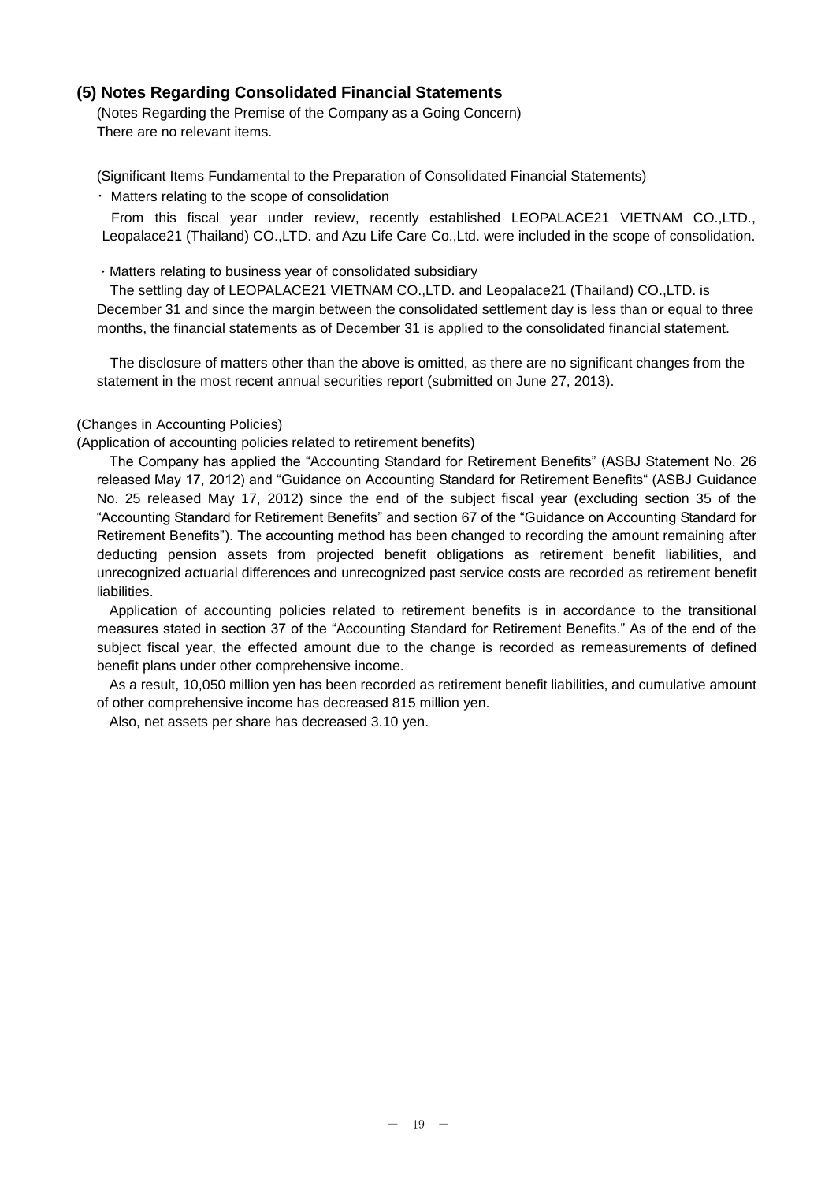## (5) Notes Regarding Consolidated Financial Statements

(Notes Regarding the Premise of the Company as a Going Concern)
There are no relevant items.

(Significant Items Fundamental to the Preparation of Consolidated Financial Statements)

・ Matters relating to the scope of consolidation

From this fiscal year under review, recently established LEOPALACE21 VIETNAM CO.,LTD., Leopalace21 (Thailand) CO.,LTD. and Azu Life Care Co.,Ltd. were included in the scope of consolidation.

・Matters relating to business year of consolidated subsidiary

The settling day of LEOPALACE21 VIETNAM CO.,LTD. and Leopalace21 (Thailand) CO.,LTD. is December 31 and since the margin between the consolidated settlement day is less than or equal to three months, the financial statements as of December 31 is applied to the consolidated financial statement.

The disclosure of matters other than the above is omitted, as there are no significant changes from the statement in the most recent annual securities report (submitted on June 27, 2013).

(Changes in Accounting Policies)

(Application of accounting policies related to retirement benefits)

The Company has applied the "Accounting Standard for Retirement Benefits" (ASBJ Statement No. 26 released May 17, 2012) and "Guidance on Accounting Standard for Retirement Benefits" (ASBJ Guidance No. 25 released May 17, 2012) since the end of the subject fiscal year (excluding section 35 of the "Accounting Standard for Retirement Benefits" and section 67 of the "Guidance on Accounting Standard for Retirement Benefits"). The accounting method has been changed to recording the amount remaining after deducting pension assets from projected benefit obligations as retirement benefit liabilities, and unrecognized actuarial differences and unrecognized past service costs are recorded as retirement benefit liabilities.

Application of accounting policies related to retirement benefits is in accordance to the transitional measures stated in section 37 of the "Accounting Standard for Retirement Benefits." As of the end of the subject fiscal year, the effected amount due to the change is recorded as remeasurements of defined benefit plans under other comprehensive income.

As a result, 10,050 million yen has been recorded as retirement benefit liabilities, and cumulative amount of other comprehensive income has decreased 815 million yen.

Also, net assets per share has decreased 3.10 yen.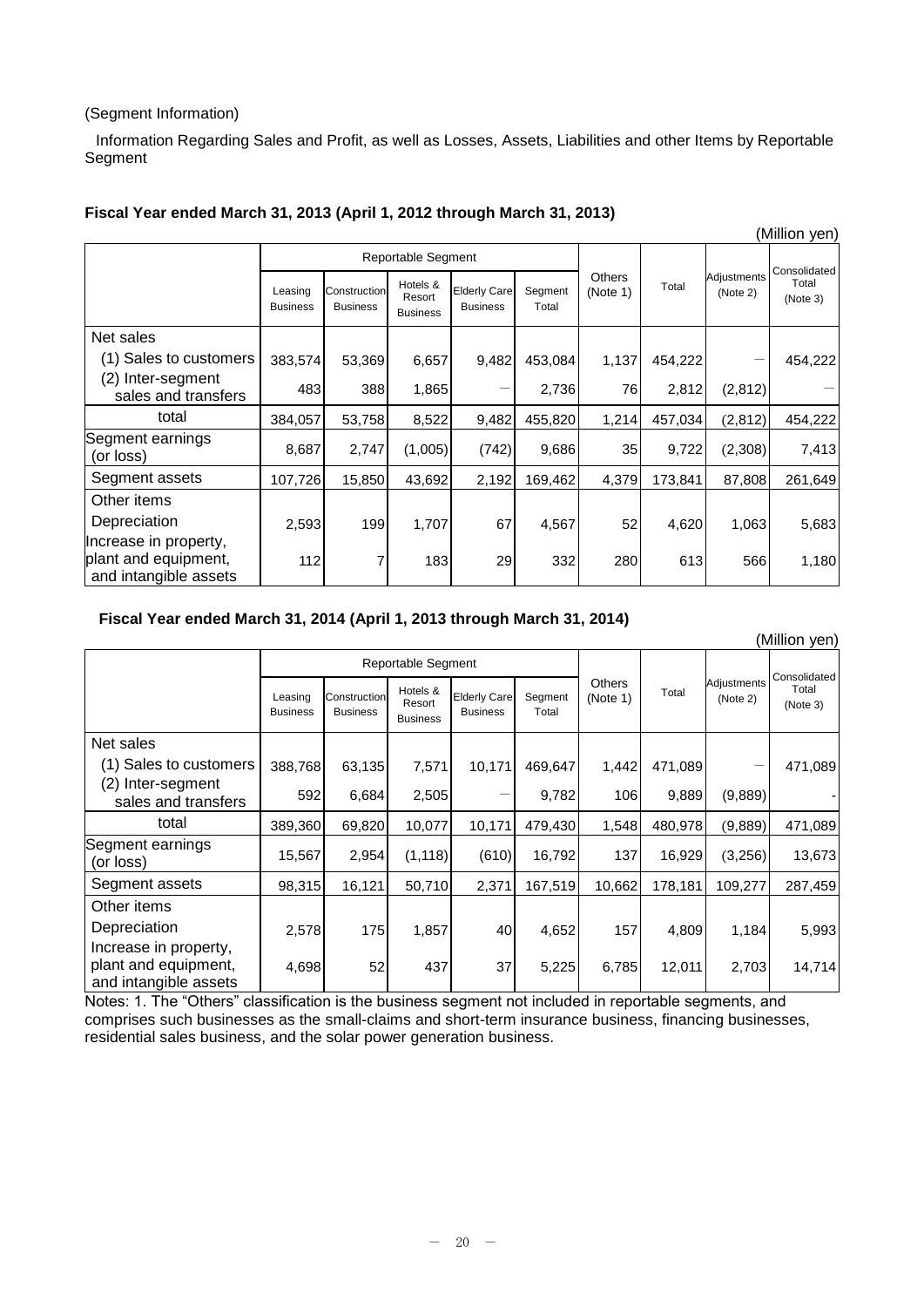(Segment Information)

Information Regarding Sales and Profit, as well as Losses, Assets, Liabilities and other Items by Reportable Segment

**Fiscal Year ended March 31, 2013 (April 1, 2012 through March 31, 2013)**

(Million yen)

| | Reportable Segment | | | | | Others (Note 1) | Total | Adjustments (Note 2) | Consolidated Total (Note 3) |
|---|---|---|---|---|---|---|---|---|---|
| | Leasing Business | Construction Business | Hotels & Resort Business | Elderly Care Business | Segment Total | | | | |
| Net sales | | | | | | | | | |
| (1) Sales to customers | 383,574 | 53,369 | 6,657 | 9,482 | 453,084 | 1,137 | 454,222 | − | 454,222 |
| (2) Inter-segment sales and transfers | 483 | 388 | 1,865 | − | 2,736 | 76 | 2,812 | (2,812) | − |
| total | 384,057 | 53,758 | 8,522 | 9,482 | 455,820 | 1,214 | 457,034 | (2,812) | 454,222 |
| Segment earnings (or loss) | 8,687 | 2,747 | (1,005) | (742) | 9,686 | 35 | 9,722 | (2,308) | 7,413 |
| Segment assets | 107,726 | 15,850 | 43,692 | 2,192 | 169,462 | 4,379 | 173,841 | 87,808 | 261,649 |
| Other items | | | | | | | | | |
| Depreciation | 2,593 | 199 | 1,707 | 67 | 4,567 | 52 | 4,620 | 1,063 | 5,683 |
| Increase in property, plant and equipment, and intangible assets | 112 | 7 | 183 | 29 | 332 | 280 | 613 | 566 | 1,180 |

**Fiscal Year ended March 31, 2014 (April 1, 2013 through March 31, 2014)**

(Million yen)

| | Reportable Segment | | | | | Others (Note 1) | Total | Adjustments (Note 2) | Consolidated Total (Note 3) |
|---|---|---|---|---|---|---|---|---|---|
| | Leasing Business | Construction Business | Hotels & Resort Business | Elderly Care Business | Segment Total | | | | |
| Net sales | | | | | | | | | |
| (1) Sales to customers | 388,768 | 63,135 | 7,571 | 10,171 | 469,647 | 1,442 | 471,089 | − | 471,089 |
| (2) Inter-segment sales and transfers | 592 | 6,684 | 2,505 | − | 9,782 | 106 | 9,889 | (9,889) | - |
| total | 389,360 | 69,820 | 10,077 | 10,171 | 479,430 | 1,548 | 480,978 | (9,889) | 471,089 |
| Segment earnings (or loss) | 15,567 | 2,954 | (1,118) | (610) | 16,792 | 137 | 16,929 | (3,256) | 13,673 |
| Segment assets | 98,315 | 16,121 | 50,710 | 2,371 | 167,519 | 10,662 | 178,181 | 109,277 | 287,459 |
| Other items | | | | | | | | | |
| Depreciation | 2,578 | 175 | 1,857 | 40 | 4,652 | 157 | 4,809 | 1,184 | 5,993 |
| Increase in property, plant and equipment, and intangible assets | 4,698 | 52 | 437 | 37 | 5,225 | 6,785 | 12,011 | 2,703 | 14,714 |

Notes: 1. The "Others" classification is the business segment not included in reportable segments, and comprises such businesses as the small-claims and short-term insurance business, financing businesses, residential sales business, and the solar power generation business.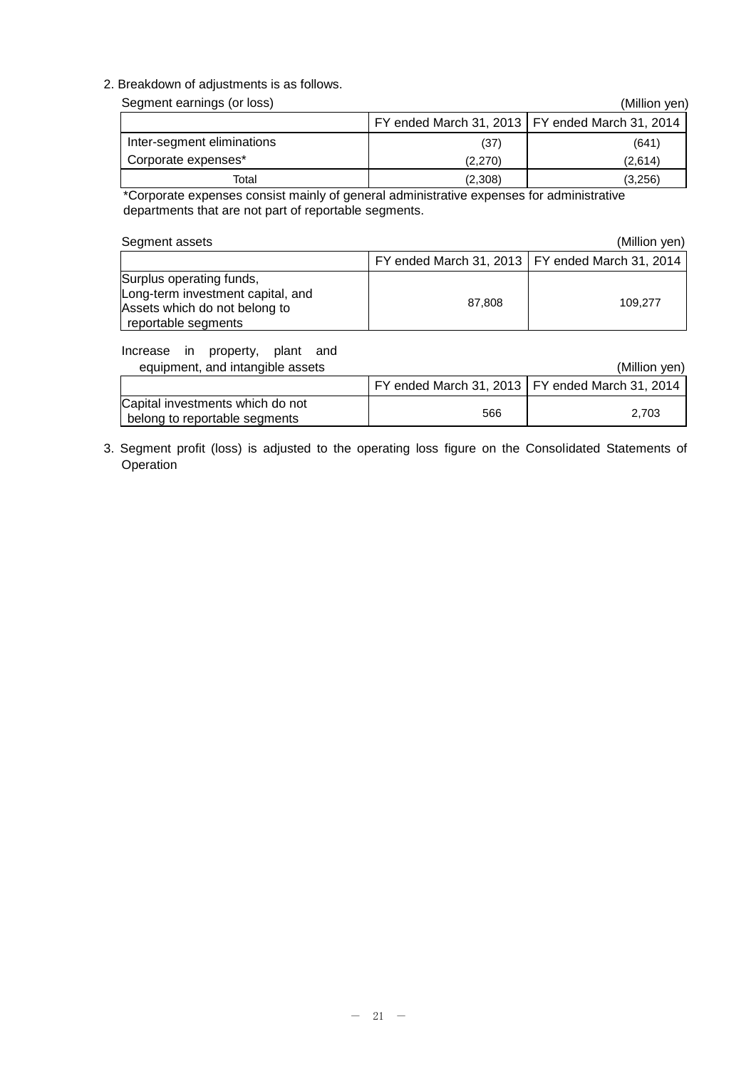2. Breakdown of adjustments is as follows.

Segment earnings (or loss) (Million yen)

| | FY ended March 31, 2013 | FY ended March 31, 2014 |
|---|---|---|
| Inter-segment eliminations | (37) | (641) |
| Corporate expenses* | (2,270) | (2,614) |
| Total | (2,308) | (3,256) |

*Corporate expenses consist mainly of general administrative expenses for administrative departments that are not part of reportable segments.

Segment assets (Million yen)

| | FY ended March 31, 2013 | FY ended March 31, 2014 |
|---|---|---|
| Surplus operating funds, Long-term investment capital, and Assets which do not belong to reportable segments | 87,808 | 109,277 |

Increase in property, plant and equipment, and intangible assets (Million yen)

| | FY ended March 31, 2013 | FY ended March 31, 2014 |
|---|---|---|
| Capital investments which do not belong to reportable segments | 566 | 2,703 |

3. Segment profit (loss) is adjusted to the operating loss figure on the Consolidated Statements of Operation